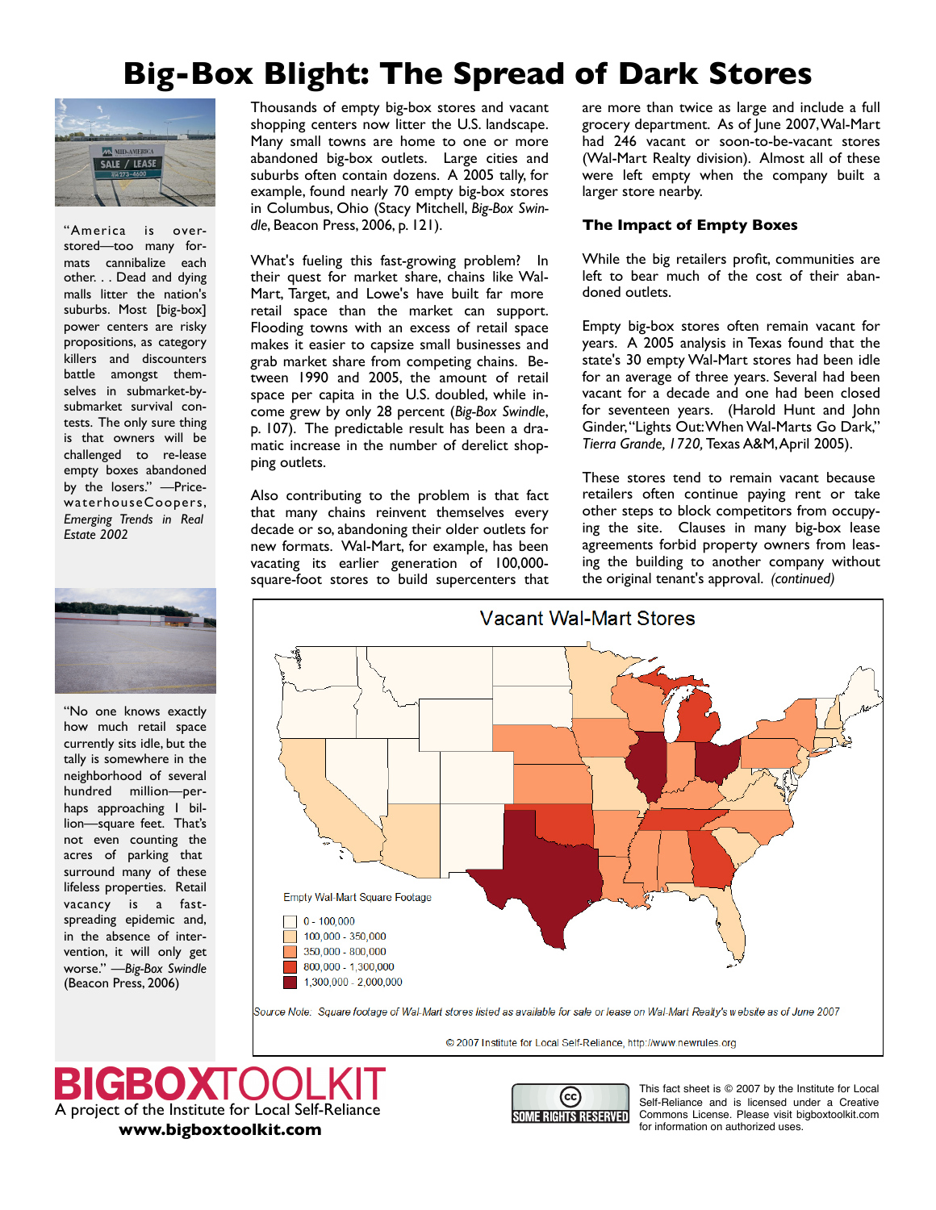# Big-Box Blight: The Spread of Dark Stores

"America is over-stored—too many formats cannibalize each other. . . Dead and dying malls litter the nation's suburbs. Most [big-box] power centers are risky propositions, as category killers and discounters battle amongst themselves in submarket-by-submarket survival contests. The only sure thing is that owners will be challenged to re-lease empty boxes abandoned by the losers." —PriceWaterhouseCoopers, *Emerging Trends in Real Estate 2002*

"No one knows exactly how much retail space currently sits idle, but the tally is somewhere in the neighborhood of several hundred million—perhaps approaching 1 billion—square feet. That's not even counting the acres of parking that surround many of these lifeless properties. Retail vacancy is a fast-spreading epidemic and, in the absence of intervention, it will only get worse." —*Big-Box Swindle* (Beacon Press, 2006)

Thousands of empty big-box stores and vacant shopping centers now litter the U.S. landscape. Many small towns are home to one or more abandoned big-box outlets. Large cities and suburbs often contain dozens. A 2005 tally, for example, found nearly 70 empty big-box stores in Columbus, Ohio (Stacy Mitchell, *Big-Box Swindle*, Beacon Press, 2006, p. 121).

What's fueling this fast-growing problem? In their quest for market share, chains like Wal-Mart, Target, and Lowe's have built far more retail space than the market can support. Flooding towns with an excess of retail space makes it easier to capsize small businesses and grab market share from competing chains. Between 1990 and 2005, the amount of retail space per capita in the U.S. doubled, while income grew by only 28 percent (*Big-Box Swindle*, p. 107). The predictable result has been a dramatic increase in the number of derelict shopping outlets.

Also contributing to the problem is that fact that many chains reinvent themselves every decade or so, abandoning their older outlets for new formats. Wal-Mart, for example, has been vacating its earlier generation of 100,000-square-foot stores to build supercenters that are more than twice as large and include a full grocery department. As of June 2007, Wal-Mart had 246 vacant or soon-to-be-vacant stores (Wal-Mart Realty division). Almost all of these were left empty when the company built a larger store nearby.

### The Impact of Empty Boxes

While the big retailers profit, communities are left to bear much of the cost of their abandoned outlets.

Empty big-box stores often remain vacant for years. A 2005 analysis in Texas found that the state's 30 empty Wal-Mart stores had been idle for an average of three years. Several had been vacant for a decade and one had been closed for seventeen years. (Harold Hunt and John Ginder, "Lights Out: When Wal-Marts Go Dark," *Tierra Grande, 1720,* Texas A&M, April 2005).

These stores tend to remain vacant because retailers often continue paying rent or take other steps to block competitors from occupying the site. Clauses in many big-box lease agreements forbid property owners from leasing the building to another company without the original tenant's approval. *(continued)*

**Vacant Wal-Mart Stores**

Empty Wal-Mart Square Footage
- 0 - 100,000
- 100,000 - 350,000
- 350,000 - 800,000
- 800,000 - 1,300,000
- 1,300,000 - 2,000,000

*Source Note: Square footage of Wal-Mart stores listed as available for sale or lease on Wal-Mart Realty's website as of June 2007*

© 2007 Institute for Local Self-Reliance, http://www.newrules.org

**BIGBOX**TOOLKIT
A project of the Institute for Local Self-Reliance
**www.bigboxtoolkit.com**

This fact sheet is © 2007 by the Institute for Local Self-Reliance and is licensed under a Creative Commons License. Please visit bigboxtoolkit.com for information on authorized uses.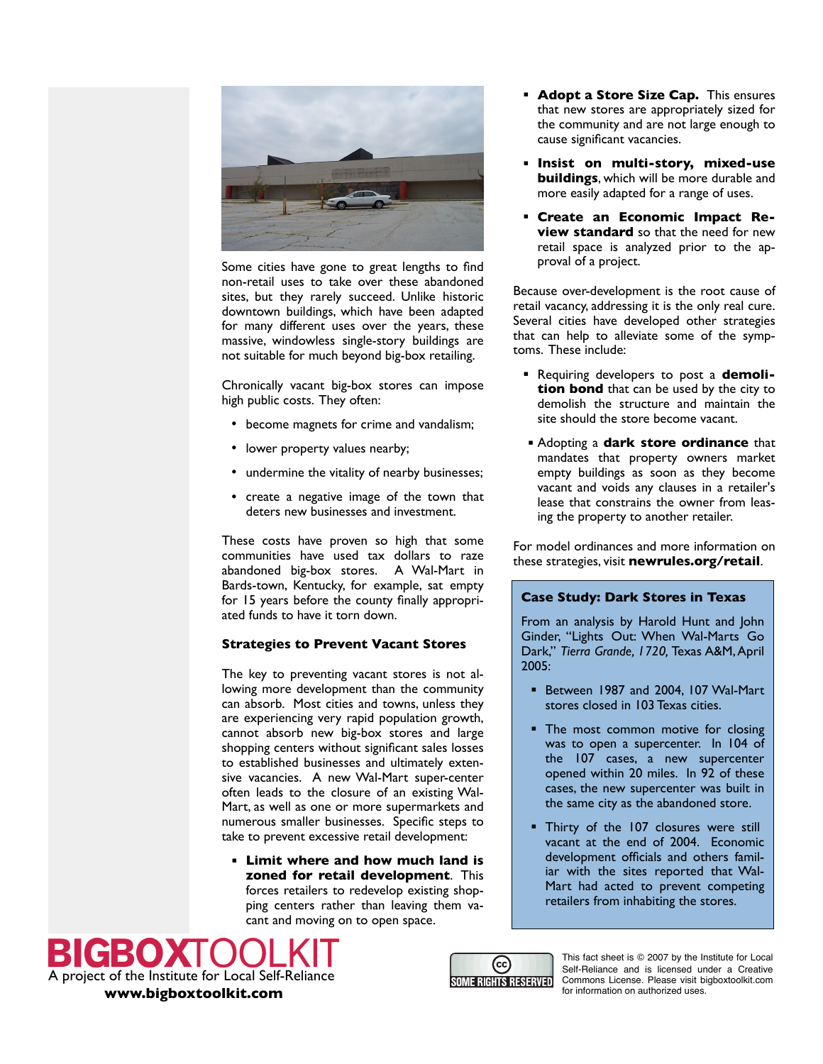Some cities have gone to great lengths to find non-retail uses to take over these abandoned sites, but they rarely succeed. Unlike historic downtown buildings, which have been adapted for many different uses over the years, these massive, windowless single-story buildings are not suitable for much beyond big-box retailing.

Chronically vacant big-box stores can impose high public costs. They often:

- become magnets for crime and vandalism;
- lower property values nearby;
- undermine the vitality of nearby businesses;
- create a negative image of the town that deters new businesses and investment.

These costs have proven so high that some communities have used tax dollars to raze abandoned big-box stores. A Wal-Mart in Bards-town, Kentucky, for example, sat empty for 15 years before the county finally appropriated funds to have it torn down.

### Strategies to Prevent Vacant Stores

The key to preventing vacant stores is not allowing more development than the community can absorb. Most cities and towns, unless they are experiencing very rapid population growth, cannot absorb new big-box stores and large shopping centers without significant sales losses to established businesses and ultimately extensive vacancies. A new Wal-Mart super-center often leads to the closure of an existing Wal-Mart, as well as one or more supermarkets and numerous smaller businesses. Specific steps to take to prevent excessive retail development:

- **Limit where and how much land is zoned for retail development**. This forces retailers to redevelop existing shopping centers rather than leaving them vacant and moving on to open space.
- **Adopt a Store Size Cap.** This ensures that new stores are appropriately sized for the community and are not large enough to cause significant vacancies.
- **Insist on multi-story, mixed-use buildings**, which will be more durable and more easily adapted for a range of uses.
- **Create an Economic Impact Review standard** so that the need for new retail space is analyzed prior to the approval of a project.

Because over-development is the root cause of retail vacancy, addressing it is the only real cure. Several cities have developed other strategies that can help to alleviate some of the symptoms. These include:

- Requiring developers to post a **demolition bond** that can be used by the city to demolish the structure and maintain the site should the store become vacant.
- Adopting a **dark store ordinance** that mandates that property owners market empty buildings as soon as they become vacant and voids any clauses in a retailer's lease that constrains the owner from leasing the property to another retailer.

For model ordinances and more information on these strategies, visit **newrules.org/retail**.

### Case Study: Dark Stores in Texas

From an analysis by Harold Hunt and John Ginder, "Lights Out: When Wal-Marts Go Dark," *Tierra Grande, 1720*, Texas A&M, April 2005:

- Between 1987 and 2004, 107 Wal-Mart stores closed in 103 Texas cities.
- The most common motive for closing was to open a supercenter. In 104 of the 107 cases, a new supercenter opened within 20 miles. In 92 of these cases, the new supercenter was built in the same city as the abandoned store.
- Thirty of the 107 closures were still vacant at the end of 2004. Economic development officials and others familiar with the sites reported that Wal-Mart had acted to prevent competing retailers from inhabiting the stores.

**BIGBOXTOOLKIT**
A project of the Institute for Local Self-Reliance
**www.bigboxtoolkit.com**

SOME RIGHTS RESERVED

This fact sheet is © 2007 by the Institute for Local Self-Reliance and is licensed under a Creative Commons License. Please visit bigboxtoolkit.com for information on authorized uses.